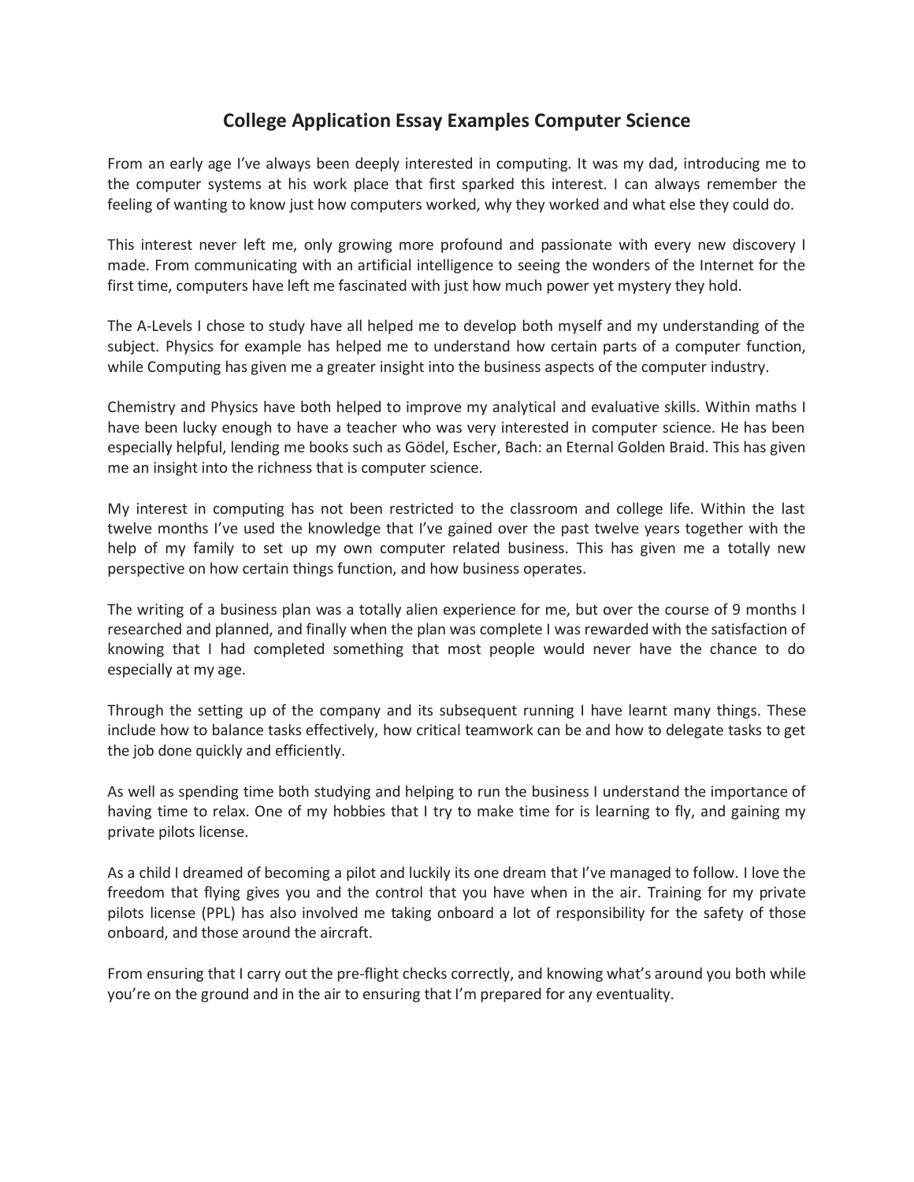# College Application Essay Examples Computer Science

From an early age I've always been deeply interested in computing. It was my dad, introducing me to the computer systems at his work place that first sparked this interest. I can always remember the feeling of wanting to know just how computers worked, why they worked and what else they could do.

This interest never left me, only growing more profound and passionate with every new discovery I made. From communicating with an artificial intelligence to seeing the wonders of the Internet for the first time, computers have left me fascinated with just how much power yet mystery they hold.

The A-Levels I chose to study have all helped me to develop both myself and my understanding of the subject. Physics for example has helped me to understand how certain parts of a computer function, while Computing has given me a greater insight into the business aspects of the computer industry.

Chemistry and Physics have both helped to improve my analytical and evaluative skills. Within maths I have been lucky enough to have a teacher who was very interested in computer science. He has been especially helpful, lending me books such as Gödel, Escher, Bach: an Eternal Golden Braid. This has given me an insight into the richness that is computer science.

My interest in computing has not been restricted to the classroom and college life. Within the last twelve months I've used the knowledge that I've gained over the past twelve years together with the help of my family to set up my own computer related business. This has given me a totally new perspective on how certain things function, and how business operates.

The writing of a business plan was a totally alien experience for me, but over the course of 9 months I researched and planned, and finally when the plan was complete I was rewarded with the satisfaction of knowing that I had completed something that most people would never have the chance to do especially at my age.

Through the setting up of the company and its subsequent running I have learnt many things. These include how to balance tasks effectively, how critical teamwork can be and how to delegate tasks to get the job done quickly and efficiently.

As well as spending time both studying and helping to run the business I understand the importance of having time to relax. One of my hobbies that I try to make time for is learning to fly, and gaining my private pilots license.

As a child I dreamed of becoming a pilot and luckily its one dream that I've managed to follow. I love the freedom that flying gives you and the control that you have when in the air. Training for my private pilots license (PPL) has also involved me taking onboard a lot of responsibility for the safety of those onboard, and those around the aircraft.

From ensuring that I carry out the pre-flight checks correctly, and knowing what's around you both while you're on the ground and in the air to ensuring that I'm prepared for any eventuality.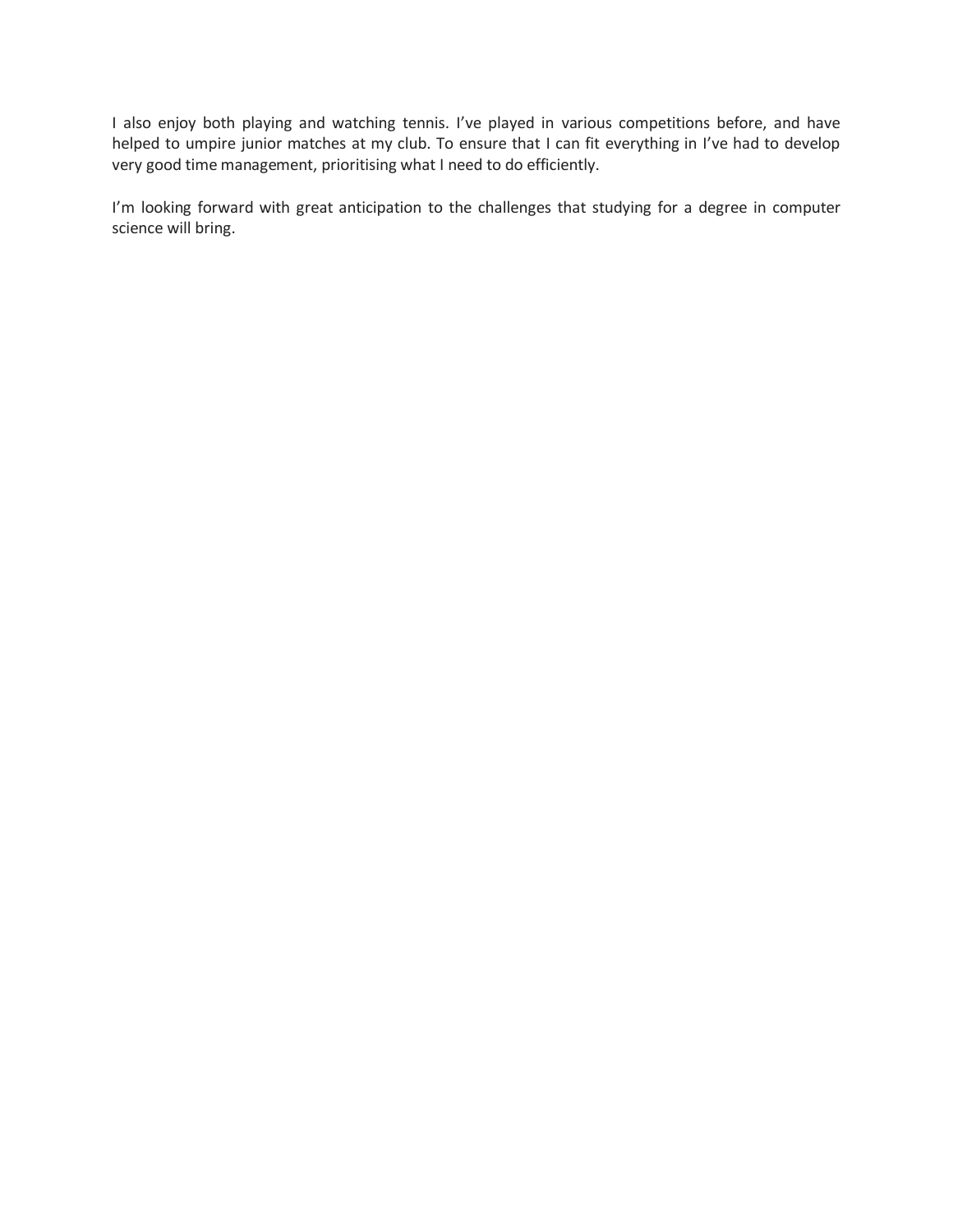I also enjoy both playing and watching tennis. I've played in various competitions before, and have helped to umpire junior matches at my club. To ensure that I can fit everything in I've had to develop very good time management, prioritising what I need to do efficiently.

I'm looking forward with great anticipation to the challenges that studying for a degree in computer science will bring.